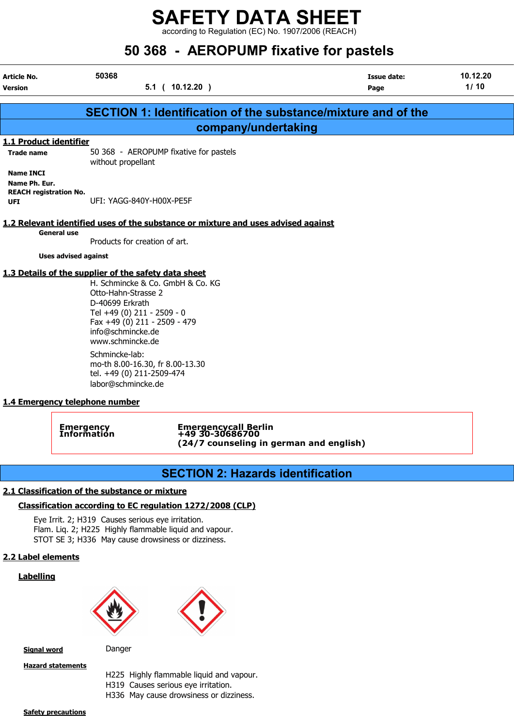# SAFETY DATA SHEET

according to Regulation (EC) No. 1907/2006 (REACH)

## 50 368 - AEROPUMP fixative for pastels

| Article No. | 50368 | Issue date: | 10.12.20 |
|---|---|---|---|
| Version | 5.1 ( 10.12.20 ) | Page | 1/ 10 |

## SECTION 1: Identification of the substance/mixture and of the company/undertaking

### 1.1 Product identifier

**Trade name** 50 368 - AEROPUMP fixative for pastels without propellant

**Name INCI**

**Name Ph. Eur.**

**REACH registration No.**

**UFI** UFI: YAGG-840Y-H00X-PE5F

### 1.2 Relevant identified uses of the substance or mixture and uses advised against

**General use**

Products for creation of art.

**Uses advised against**

### 1.3 Details of the supplier of the safety data sheet

H. Schmincke & Co. GmbH & Co. KG
Otto-Hahn-Strasse 2
D-40699 Erkrath
Tel +49 (0) 211 - 2509 - 0
Fax +49 (0) 211 - 2509 - 479
info@schmincke.de
www.schmincke.de

Schmincke-lab:
mo-th 8.00-16.30, fr 8.00-13.30
tel. +49 (0) 211-2509-474
labor@schmincke.de

### 1.4 Emergency telephone number

**Emergency Information** **Emergencycall Berlin +49 30-30686700 (24/7 counseling in german and english)**

## SECTION 2: Hazards identification

### 2.1 Classification of the substance or mixture

**Classification according to EC regulation 1272/2008 (CLP)**

Eye Irrit. 2; H319 Causes serious eye irritation.
Flam. Liq. 2; H225 Highly flammable liquid and vapour.
STOT SE 3; H336 May cause drowsiness or dizziness.

### 2.2 Label elements

**Labelling**

**Signal word** Danger

**Hazard statements**

H225 Highly flammable liquid and vapour.
H319 Causes serious eye irritation.
H336 May cause drowsiness or dizziness.

**Safety precautions**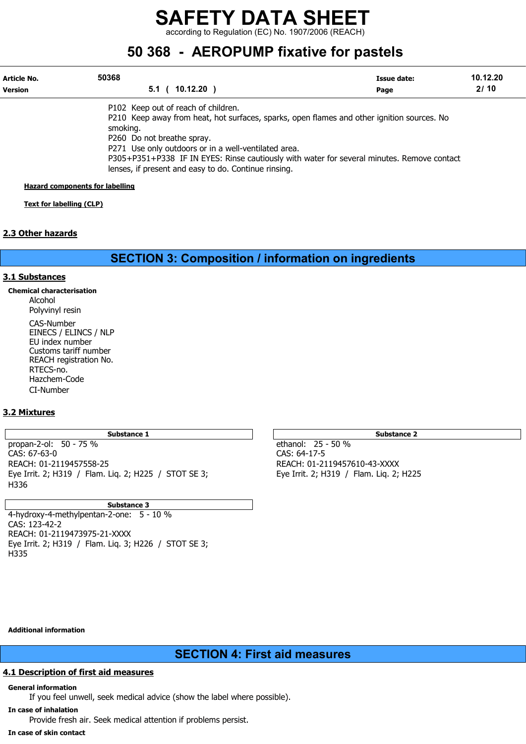P102 Keep out of reach of children.
P210 Keep away from heat, hot surfaces, sparks, open flames and other ignition sources. No smoking.
P260 Do not breathe spray.
P271 Use only outdoors or in a well-ventilated area.
P305+P351+P338 IF IN EYES: Rinse cautiously with water for several minutes. Remove contact lenses, if present and easy to do. Continue rinsing.

**Hazard components for labelling**

**Text for labelling (CLP)**

## 2.3 Other hazards

# SECTION 3: Composition / information on ingredients

## 3.1 Substances

**Chemical characterisation**

Alcohol
Polyvinyl resin

CAS-Number
EINECS / ELINCS / NLP
EU index number
Customs tariff number
REACH registration No.
RTECS-no.
Hazchem-Code
CI-Number

## 3.2 Mixtures

| Substance 1 |
|---|
| propan-2-ol: 50 - 75 %<br>CAS: 67-63-0<br>REACH: 01-2119457558-25<br>Eye Irrit. 2; H319 / Flam. Liq. 2; H225 / STOT SE 3; H336 |

| Substance 2 |
|---|
| ethanol: 25 - 50 %<br>CAS: 64-17-5<br>REACH: 01-2119457610-43-XXXX<br>Eye Irrit. 2; H319 / Flam. Liq. 2; H225 |

| Substance 3 |
|---|
| 4-hydroxy-4-methylpentan-2-one: 5 - 10 %<br>CAS: 123-42-2<br>REACH: 01-2119473975-21-XXXX<br>Eye Irrit. 2; H319 / Flam. Liq. 3; H226 / STOT SE 3; H335 |

**Additional information**

# SECTION 4: First aid measures

## 4.1 Description of first aid measures

**General information**

If you feel unwell, seek medical advice (show the label where possible).

**In case of inhalation**

Provide fresh air. Seek medical attention if problems persist.

**In case of skin contact**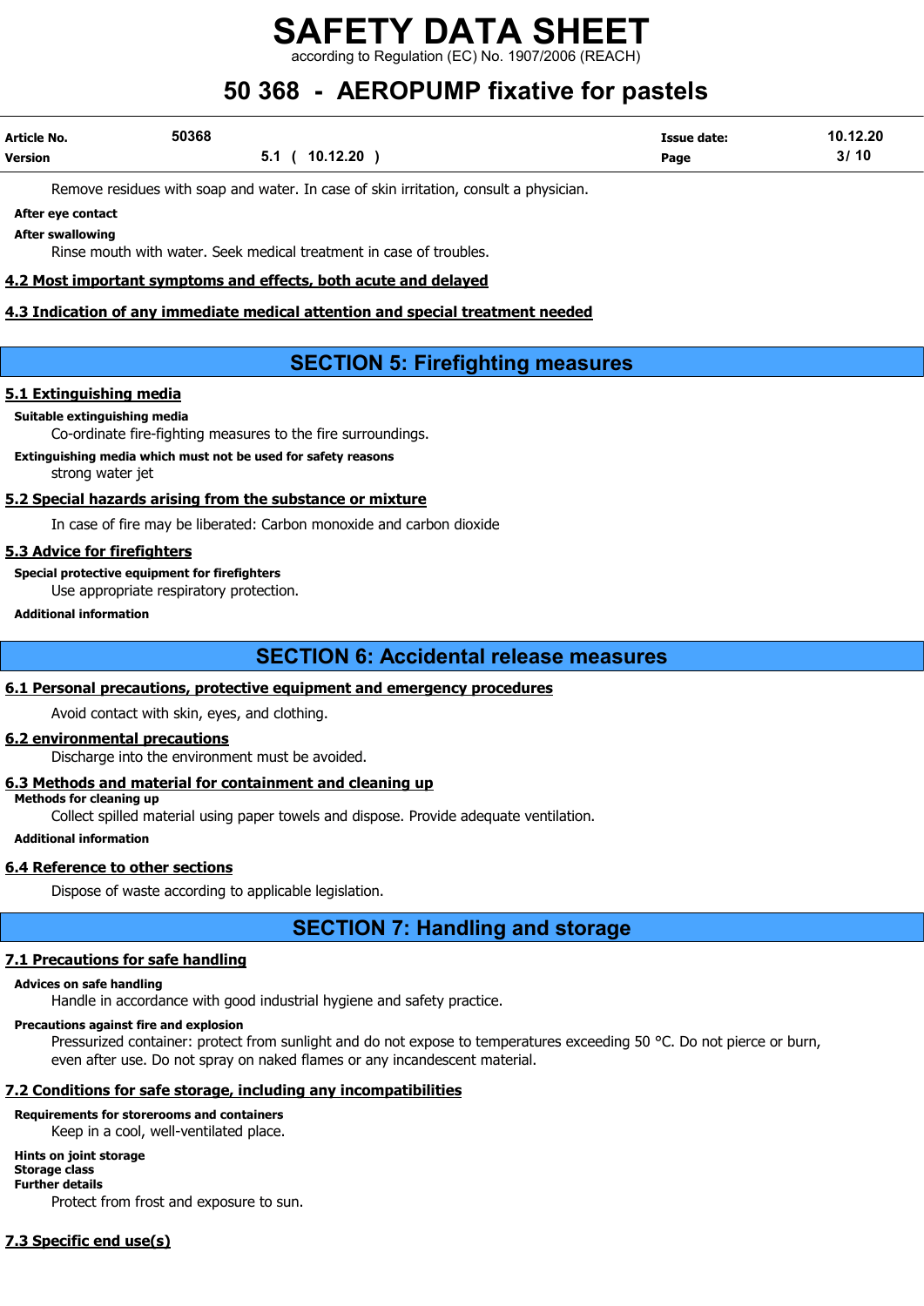Remove residues with soap and water. In case of skin irritation, consult a physician.

**After eye contact**

**After swallowing**

Rinse mouth with water. Seek medical treatment in case of troubles.

### 4.2 Most important symptoms and effects, both acute and delayed

### 4.3 Indication of any immediate medical attention and special treatment needed

## SECTION 5: Firefighting measures

### 5.1 Extinguishing media

**Suitable extinguishing media**

Co-ordinate fire-fighting measures to the fire surroundings.

**Extinguishing media which must not be used for safety reasons**

strong water jet

### 5.2 Special hazards arising from the substance or mixture

In case of fire may be liberated: Carbon monoxide and carbon dioxide

### 5.3 Advice for firefighters

**Special protective equipment for firefighters**

Use appropriate respiratory protection.

**Additional information**

## SECTION 6: Accidental release measures

### 6.1 Personal precautions, protective equipment and emergency procedures

Avoid contact with skin, eyes, and clothing.

### 6.2 environmental precautions

Discharge into the environment must be avoided.

### 6.3 Methods and material for containment and cleaning up

**Methods for cleaning up**

Collect spilled material using paper towels and dispose. Provide adequate ventilation.

**Additional information**

### 6.4 Reference to other sections

Dispose of waste according to applicable legislation.

## SECTION 7: Handling and storage

### 7.1 Precautions for safe handling

**Advices on safe handling**

Handle in accordance with good industrial hygiene and safety practice.

**Precautions against fire and explosion**

Pressurized container: protect from sunlight and do not expose to temperatures exceeding 50 °C. Do not pierce or burn, even after use. Do not spray on naked flames or any incandescent material.

### 7.2 Conditions for safe storage, including any incompatibilities

**Requirements for storerooms and containers**

Keep in a cool, well-ventilated place.

**Hints on joint storage**

**Storage class**

**Further details**

Protect from frost and exposure to sun.

### 7.3 Specific end use(s)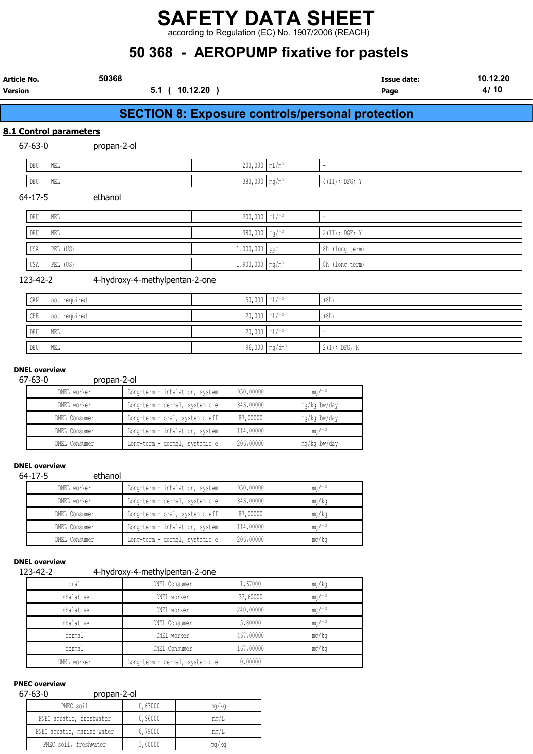# SAFETY DATA SHEET

according to Regulation (EC) No. 1907/2006 (REACH)

# 50 368 - AEROPUMP fixative for pastels

| **Article No.** | 50368 | **Issue date:** | 10.12.20 |
|---|---|---|---|
| **Version** | 5.1 ( 10.12.20 ) | **Page** | 4/ 10 |

## SECTION 8: Exposure controls/personal protection

### 8.1 Control parameters

67-63-0 propan-2-ol

| | | | | |
|---|---|---|---|---|
| DEU | WEL | 200,000 | mL/m³ | - |
| DEU | WEL | 380,000 | mg/m³ | 4(II); DFG; Y |

64-17-5 ethanol

| | | | | |
|---|---|---|---|---|
| DEU | WEL | 200,000 | mL/m³ | - |
| DEU | WEL | 380,000 | mg/m³ | 2(II); DGF; Y |
| USA | PEL (US) | 1.000,000 | ppm | 8h (long term) |
| USA | PEL (US) | 1.900,000 | mg/m³ | 8h (long term) |

123-42-2 4-hydroxy-4-methylpentan-2-one

| | | | | |
|---|---|---|---|---|
| CAN | not required | 50,000 | mL/m³ | (8h) |
| CHE | not required | 20,000 | mL/m³ | (8h) |
| DEU | WEL | 20,000 | mL/m³ | - |
| DEU | WEL | 96,000 | mg/dm³ | 2(I); DFG, H |

**DNEL overview**

67-63-0 propan-2-ol

| | | | |
|---|---|---|---|
| DNEL worker | Long-term - inhalation, system | 950,00000 | mg/m³ |
| DNEL worker | Long-term - dermal, systemic e | 343,00000 | mg/kg bw/day |
| DNEL Consumer | Long-term - oral, systemic eff | 87,00000 | mg/kg bw/day |
| DNEL Consumer | Long-term - inhalation, system | 114,00000 | mg/m³ |
| DNEL Consumer | Long-term - dermal, systemic e | 206,00000 | mg/kg bw/day |

**DNEL overview**

64-17-5 ethanol

| | | | |
|---|---|---|---|
| DNEL worker | Long-term - inhalation, system | 950,00000 | mg/m³ |
| DNEL worker | Long-term - dermal, systemic e | 343,00000 | mg/kg |
| DNEL Consumer | Long-term - oral, systemic eff | 87,00000 | mg/kg |
| DNEL Consumer | Long-term - inhalation, system | 114,00000 | mg/m³ |
| DNEL Consumer | Long-term - dermal, systemic e | 206,00000 | mg/kg |

**DNEL overview**

123-42-2 4-hydroxy-4-methylpentan-2-one

| | | | |
|---|---|---|---|
| oral | DNEL Consumer | 1,67000 | mg/kg |
| inhalative | DNEL worker | 32,60000 | mg/m³ |
| inhalative | DNEL worker | 240,00000 | mg/m³ |
| inhalative | DNEL Consumer | 5,80000 | mg/m³ |
| dermal | DNEL worker | 467,00000 | mg/kg |
| dermal | DNEL Consumer | 167,00000 | mg/kg |
| DNEL worker | Long-term - dermal, systemic e | 0,00000 | |

**PNEC overview**

67-63-0 propan-2-ol

| | | |
|---|---|---|
| PNEC soil | 0,63000 | mg/kg |
| PNEC aquatic, freshwater | 0,96000 | mg/L |
| PNEC aquatic, marine water | 0,79000 | mg/L |
| PNEC soil, freshwater | 3,60000 | mg/kg |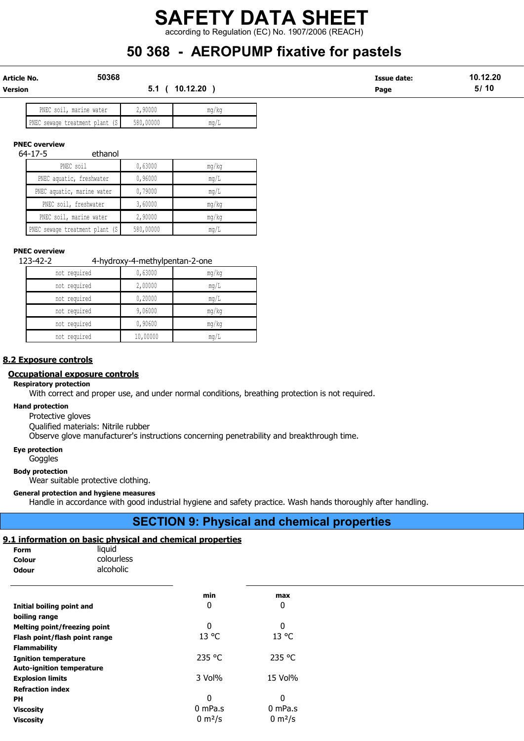| PNEC soil, marine water | 2,90000 | mg/kg |
|---|---|---|
| PNEC sewage treatment plant (S | 580,00000 | mg/L |

**PNEC overview**

64-17-5 ethanol

| PNEC soil | 0,63000 | mg/kg |
|---|---|---|
| PNEC aquatic, freshwater | 0,96000 | mg/L |
| PNEC aquatic, marine water | 0,79000 | mg/L |
| PNEC soil, freshwater | 3,60000 | mg/kg |
| PNEC soil, marine water | 2,90000 | mg/kg |
| PNEC sewage treatment plant (S | 580,00000 | mg/L |

**PNEC overview**

123-42-2 4-hydroxy-4-methylpentan-2-one

| not required | 0,63000 | mg/kg |
|---|---|---|
| not required | 2,00000 | mg/L |
| not required | 0,20000 | mg/L |
| not required | 9,06000 | mg/kg |
| not required | 0,90600 | mg/kg |
| not required | 10,00000 | mg/L |

## 8.2 Exposure controls

### Occupational exposure controls

**Respiratory protection**

With correct and proper use, and under normal conditions, breathing protection is not required.

**Hand protection**

Protective gloves
Qualified materials: Nitrile rubber
Observe glove manufacturer's instructions concerning penetrability and breakthrough time.

**Eye protection**

Goggles

**Body protection**

Wear suitable protective clothing.

**General protection and hygiene measures**

Handle in accordance with good industrial hygiene and safety practice. Wash hands thoroughly after handling.

# SECTION 9: Physical and chemical properties

## 9.1 information on basic physical and chemical properties

**Form** liquid
**Colour** colourless
**Odour** alcoholic

| | min | max |
|---|---|---|
| **Initial boiling point and boiling range** | 0 | 0 |
| **Melting point/freezing point** | 0 | 0 |
| **Flash point/flash point range** | 13 °C | 13 °C |
| **Flammability** | | |
| **Ignition temperature** | 235 °C | 235 °C |
| **Auto-ignition temperature** | | |
| **Explosion limits** | 3 Vol% | 15 Vol% |
| **Refraction index** | | |
| **PH** | 0 | 0 |
| **Viscosity** | 0 mPa.s | 0 mPa.s |
| **Viscosity** | 0 $m^2/s$ | 0 $m^2/s$ |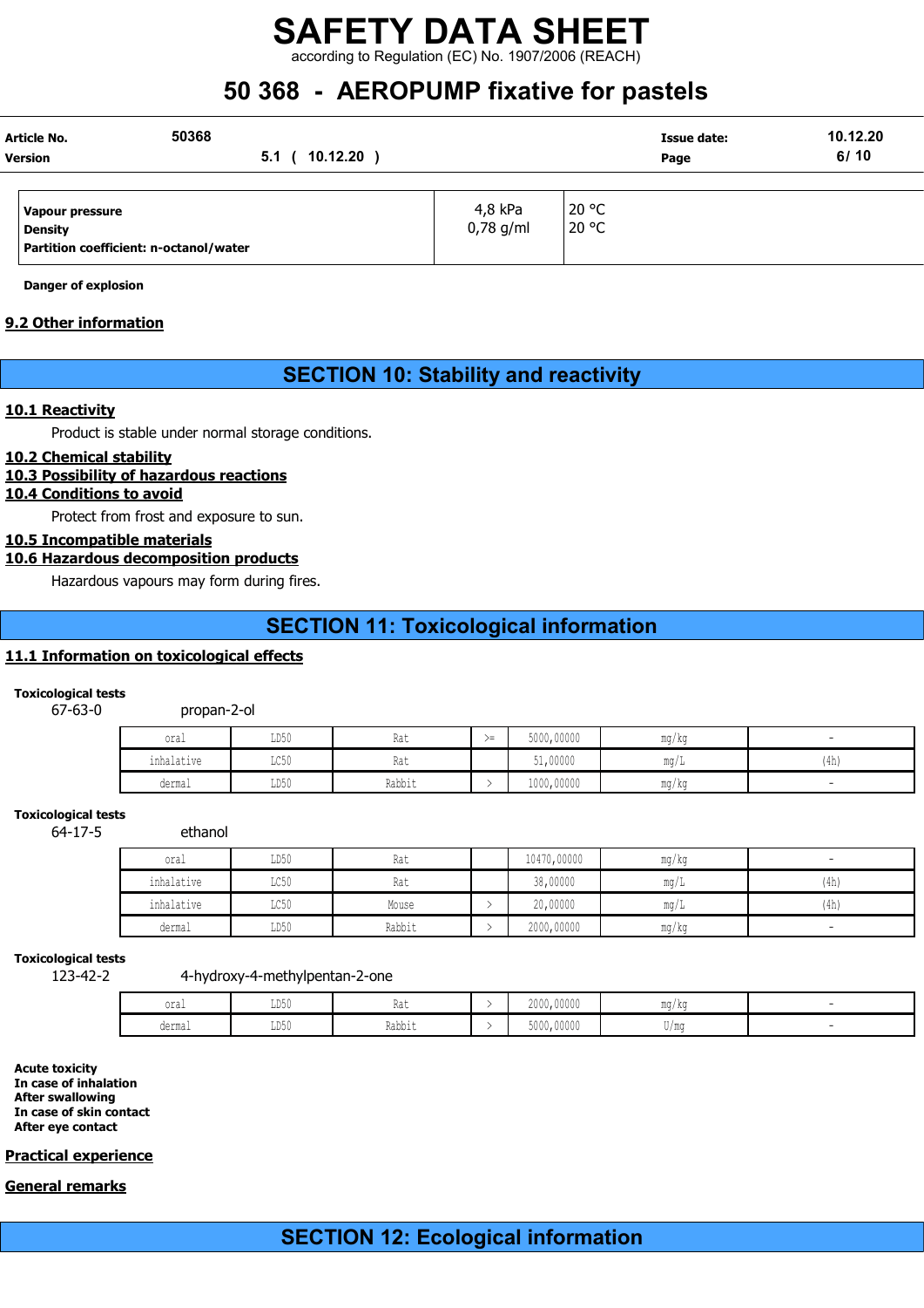| | | |
|---|---|---|
| **Vapour pressure** | 4,8 kPa | 20 °C |
| **Density** | 0,78 g/ml | 20 °C |
| **Partition coefficient: n-octanol/water** | | |

**Danger of explosion**

### 9.2 Other information

## SECTION 10: Stability and reactivity

### 10.1 Reactivity

Product is stable under normal storage conditions.

### 10.2 Chemical stability

### 10.3 Possibility of hazardous reactions

### 10.4 Conditions to avoid

Protect from frost and exposure to sun.

### 10.5 Incompatible materials

### 10.6 Hazardous decomposition products

Hazardous vapours may form during fires.

## SECTION 11: Toxicological information

### 11.1 Information on toxicological effects

**Toxicological tests**

67-63-0 propan-2-ol

| | | | | | | |
|---|---|---|---|---|---|---|
| oral | LD50 | Rat | >= | 5000,00000 | mg/kg | - |
| inhalative | LC50 | Rat | | 51,00000 | mg/L | (4h) |
| dermal | LD50 | Rabbit | > | 1000,00000 | mg/kg | - |

**Toxicological tests**

64-17-5 ethanol

| | | | | | | |
|---|---|---|---|---|---|---|
| oral | LD50 | Rat | | 10470,00000 | mg/kg | - |
| inhalative | LC50 | Rat | | 38,00000 | mg/L | (4h) |
| inhalative | LC50 | Mouse | > | 20,00000 | mg/L | (4h) |
| dermal | LD50 | Rabbit | > | 2000,00000 | mg/kg | - |

**Toxicological tests**

123-42-2 4-hydroxy-4-methylpentan-2-one

| | | | | | | |
|---|---|---|---|---|---|---|
| oral | LD50 | Rat | > | 2000,00000 | mg/kg | - |
| dermal | LD50 | Rabbit | > | 5000,00000 | U/mg | - |

**Acute toxicity**
**In case of inhalation**
**After swallowing**
**In case of skin contact**
**After eye contact**

### Practical experience

### General remarks

## SECTION 12: Ecological information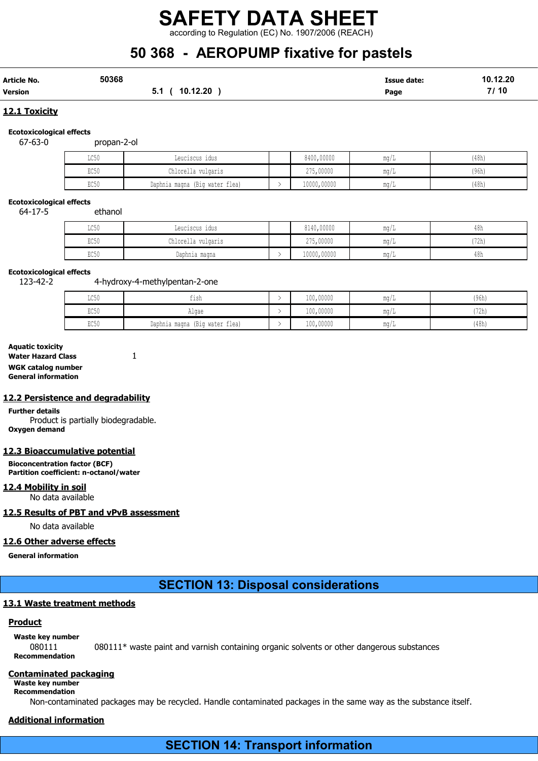## 12.1 Toxicity

**Ecotoxicological effects**

67-63-0 propan-2-ol

| | | | | | |
|---|---|---|---|---|---|
| LC50 | Leuciscus idus | | 8400,00000 | mg/L | (48h) |
| EC50 | Chlorella vulgaris | | 275,00000 | mg/L | (96h) |
| EC50 | Daphnia magna (Big water flea) | > | 10000,00000 | mg/L | (48h) |

**Ecotoxicological effects**

64-17-5 ethanol

| | | | | | |
|---|---|---|---|---|---|
| LC50 | Leuciscus idus | | 8140,00000 | mg/L | 48h |
| EC50 | Chlorella vulgaris | | 275,00000 | mg/L | (72h) |
| EC50 | Daphnia magna | > | 10000,00000 | mg/L | 48h |

**Ecotoxicological effects**

123-42-2 4-hydroxy-4-methylpentan-2-one

| | | | | | |
|---|---|---|---|---|---|
| LC50 | fish | > | 100,00000 | mg/L | (96h) |
| EC50 | Algae | > | 100,00000 | mg/L | (72h) |
| EC50 | Daphnia magna (Big water flea) | > | 100,00000 | mg/L | (48h) |

**Aquatic toxicity**

**Water Hazard Class** 1

**WGK catalog number**

**General information**

## 12.2 Persistence and degradability

**Further details**

Product is partially biodegradable.

**Oxygen demand**

## 12.3 Bioaccumulative potential

**Bioconcentration factor (BCF)**

**Partition coefficient: n-octanol/water**

## 12.4 Mobility in soil

No data available

## 12.5 Results of PBT and vPvB assessment

No data available

## 12.6 Other adverse effects

**General information**

# SECTION 13: Disposal considerations

## 13.1 Waste treatment methods

### Product

**Waste key number**

080111 080111* waste paint and varnish containing organic solvents or other dangerous substances

**Recommendation**

### Contaminated packaging

**Waste key number**

**Recommendation**

Non-contaminated packages may be recycled. Handle contaminated packages in the same way as the substance itself.

### Additional information

# SECTION 14: Transport information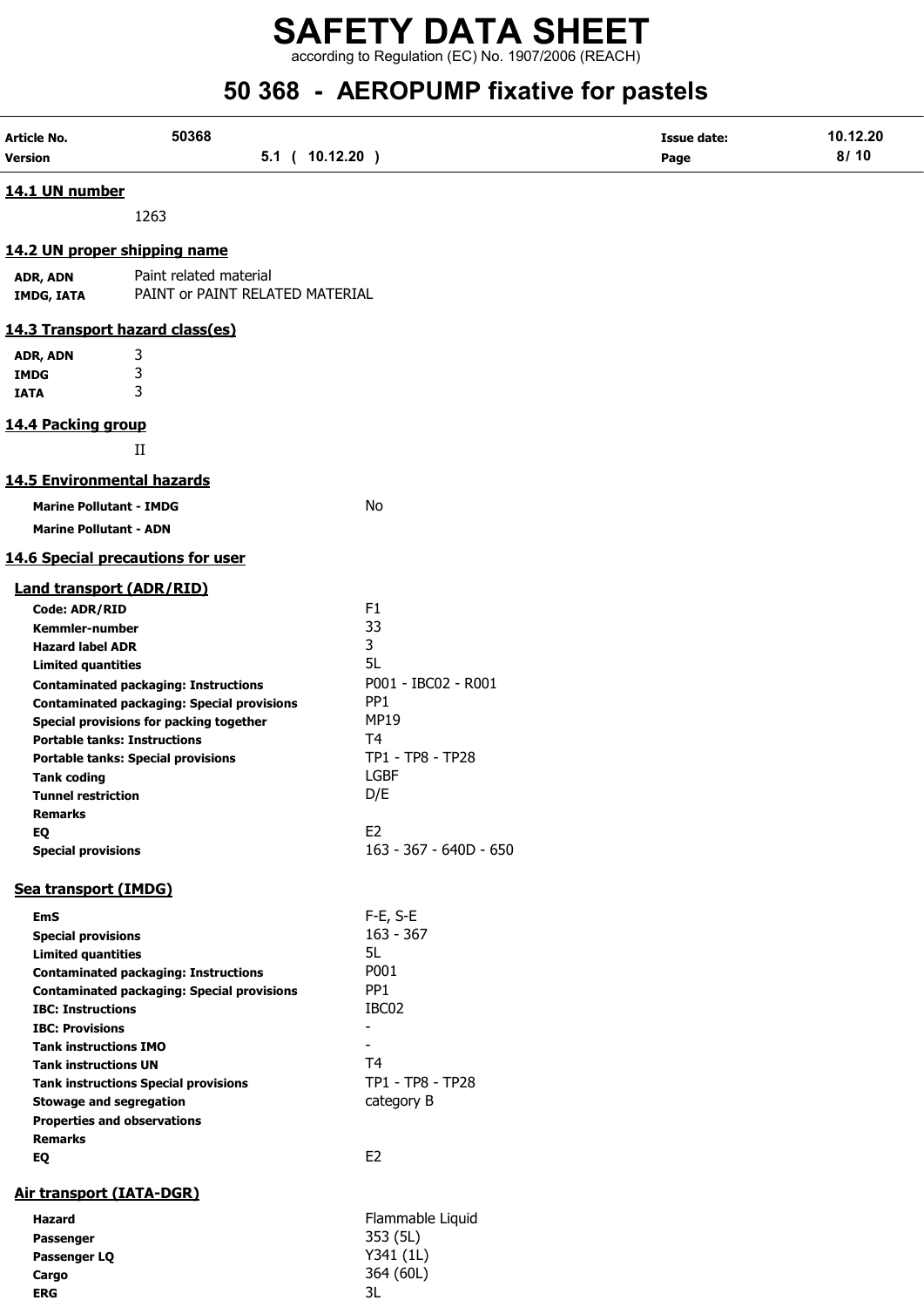### 14.1 UN number

1263

### 14.2 UN proper shipping name

| | |
|---|---|
| **ADR, ADN** | Paint related material |
| **IMDG, IATA** | PAINT or PAINT RELATED MATERIAL |

### 14.3 Transport hazard class(es)

| | |
|---|---|
| **ADR, ADN** | 3 |
| **IMDG** | 3 |
| **IATA** | 3 |

### 14.4 Packing group

II

### 14.5 Environmental hazards

| | |
|---|---|
| **Marine Pollutant - IMDG** | No |
| **Marine Pollutant - ADN** | |

### 14.6 Special precautions for user

#### Land transport (ADR/RID)

| | |
|---|---|
| **Code: ADR/RID** | F1 |
| **Kemmler-number** | 33 |
| **Hazard label ADR** | 3 |
| **Limited quantities** | 5L |
| **Contaminated packaging: Instructions** | P001 - IBC02 - R001 |
| **Contaminated packaging: Special provisions** | PP1 |
| **Special provisions for packing together** | MP19 |
| **Portable tanks: Instructions** | T4 |
| **Portable tanks: Special provisions** | TP1 - TP8 - TP28 |
| **Tank coding** | LGBF |
| **Tunnel restriction** | D/E |
| **Remarks** | |
| **EQ** | E2 |
| **Special provisions** | 163 - 367 - 640D - 650 |

#### Sea transport (IMDG)

| | |
|---|---|
| **EmS** | F-E, S-E |
| **Special provisions** | 163 - 367 |
| **Limited quantities** | 5L |
| **Contaminated packaging: Instructions** | P001 |
| **Contaminated packaging: Special provisions** | PP1 |
| **IBC: Instructions** | IBC02 |
| **IBC: Provisions** | - |
| **Tank instructions IMO** | - |
| **Tank instructions UN** | T4 |
| **Tank instructions Special provisions** | TP1 - TP8 - TP28 |
| **Stowage and segregation** | category B |
| **Properties and observations** | |
| **Remarks** | |
| **EQ** | E2 |

#### Air transport (IATA-DGR)

| | |
|---|---|
| **Hazard** | Flammable Liquid |
| **Passenger** | 353 (5L) |
| **Passenger LQ** | Y341 (1L) |
| **Cargo** | 364 (60L) |
| **ERG** | 3L |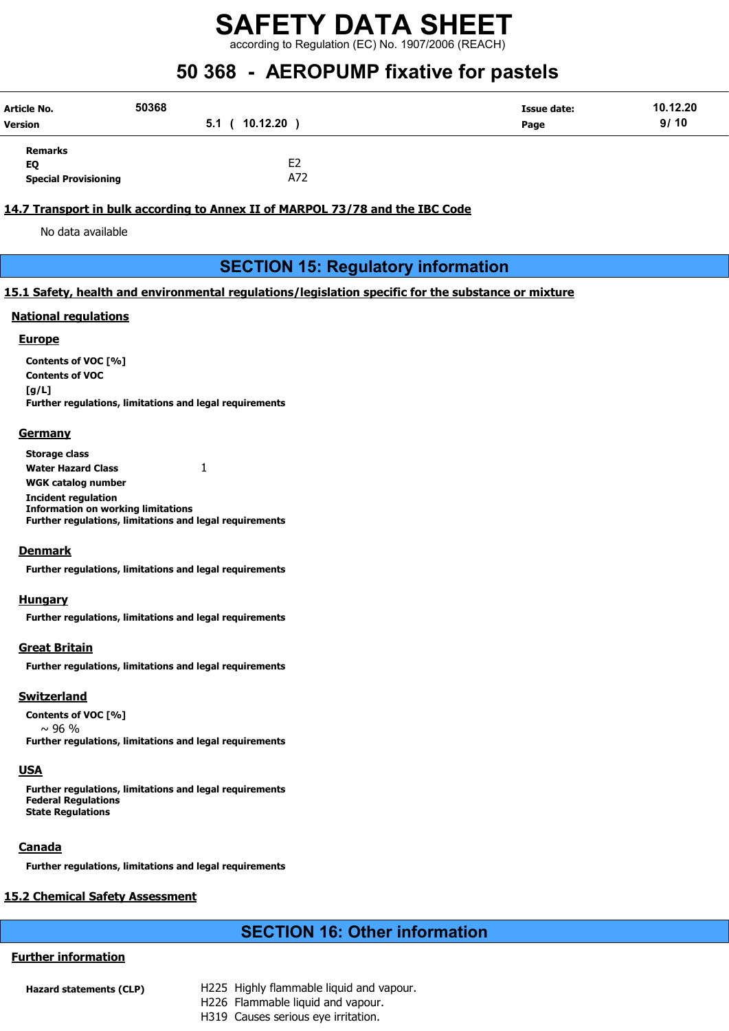**Remarks**

| | |
|---|---|
| **EQ** | E2 |
| **Special Provisioning** | A72 |

### 14.7 Transport in bulk according to Annex II of MARPOL 73/78 and the IBC Code

No data available

## SECTION 15: Regulatory information

### 15.1 Safety, health and environmental regulations/legislation specific for the substance or mixture

#### National regulations

##### Europe

**Contents of VOC [%]**

**Contents of VOC [g/L]**

**Further regulations, limitations and legal requirements**

##### Germany

**Storage class**

**Water Hazard Class** 1

**WGK catalog number**

**Incident regulation**

**Information on working limitations**

**Further regulations, limitations and legal requirements**

##### Denmark

**Further regulations, limitations and legal requirements**

##### Hungary

**Further regulations, limitations and legal requirements**

##### Great Britain

**Further regulations, limitations and legal requirements**

##### Switzerland

**Contents of VOC [%]**

~ 96 %

**Further regulations, limitations and legal requirements**

##### USA

**Further regulations, limitations and legal requirements**

**Federal Regulations**

**State Regulations**

##### Canada

**Further regulations, limitations and legal requirements**

### 15.2 Chemical Safety Assessment

## SECTION 16: Other information

#### Further information

**Hazard statements (CLP)**

H225 Highly flammable liquid and vapour.
H226 Flammable liquid and vapour.
H319 Causes serious eye irritation.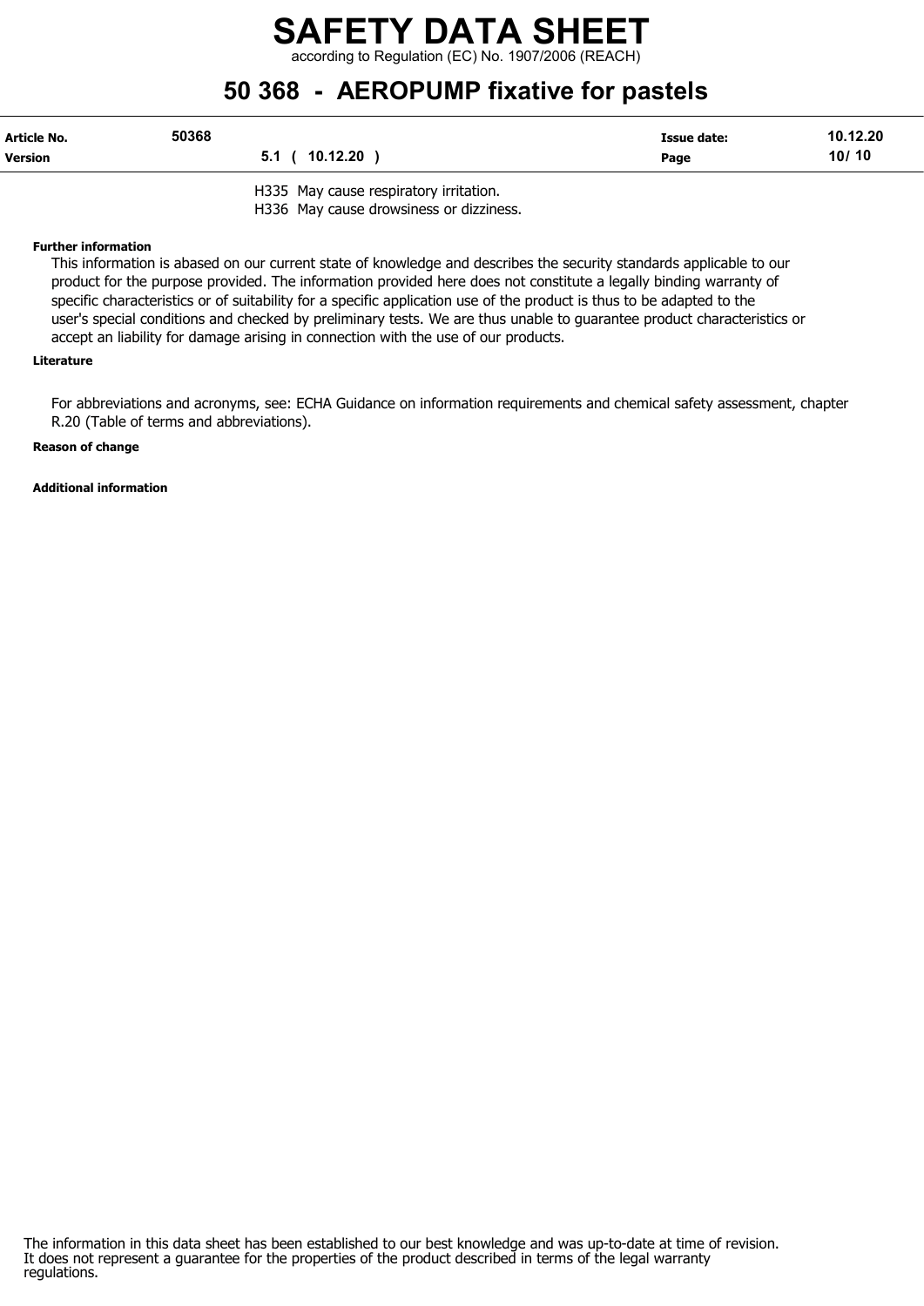H335 May cause respiratory irritation.

H336 May cause drowsiness or dizziness.

**Further information**

This information is abased on our current state of knowledge and describes the security standards applicable to our product for the purpose provided. The information provided here does not constitute a legally binding warranty of specific characteristics or of suitability for a specific application use of the product is thus to be adapted to the user's special conditions and checked by preliminary tests. We are thus unable to guarantee product characteristics or accept an liability for damage arising in connection with the use of our products.

**Literature**

For abbreviations and acronyms, see: ECHA Guidance on information requirements and chemical safety assessment, chapter R.20 (Table of terms and abbreviations).

**Reason of change**

**Additional information**

The information in this data sheet has been established to our best knowledge and was up-to-date at time of revision. It does not represent a guarantee for the properties of the product described in terms of the legal warranty regulations.